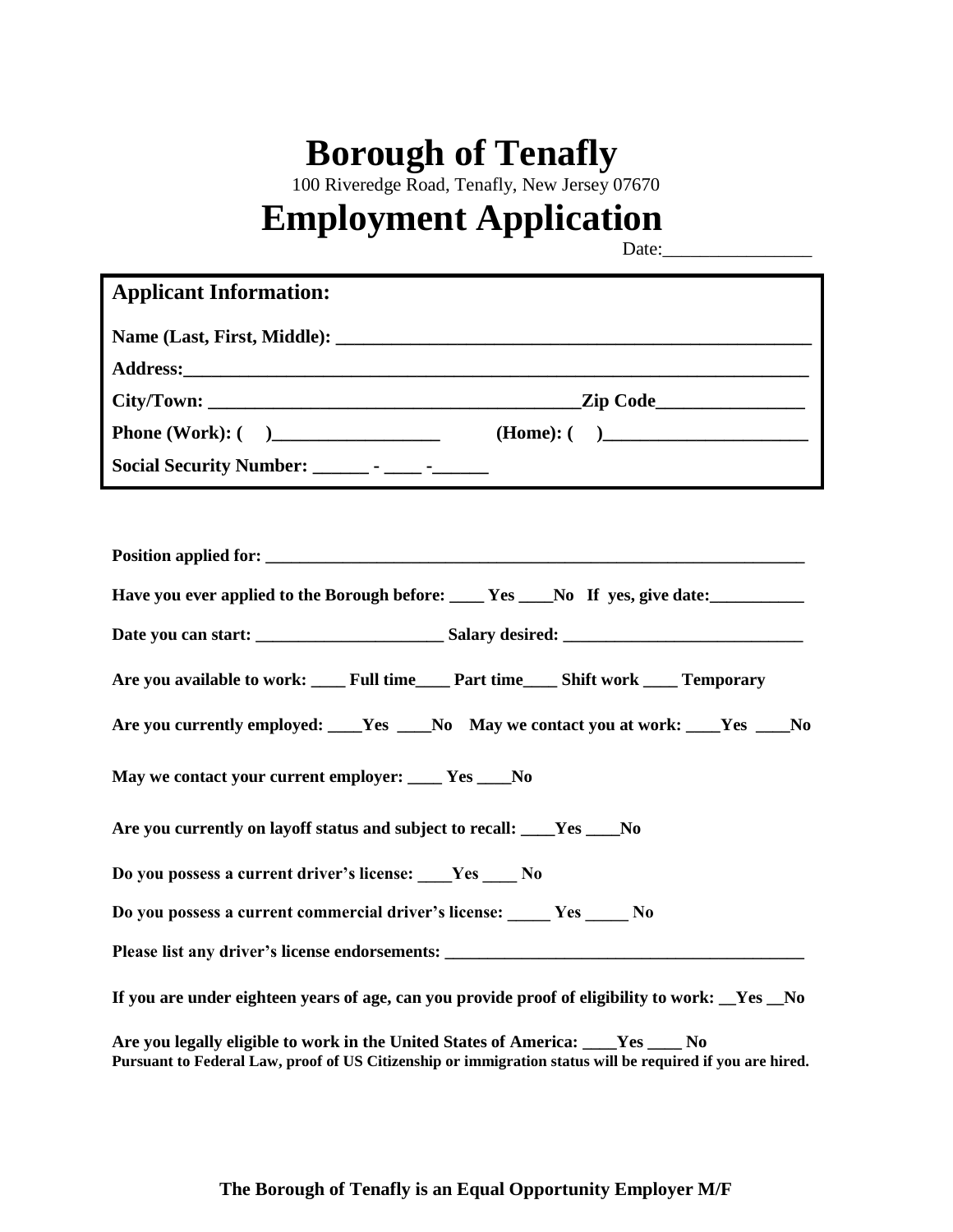# Borough of Tenafly

100 Riveredge Road, Tenafly, New Jersey 07670

# Employment Application

Date:________________

**Applicant Information:**

**Name (Last, First, Middle):** ____________________________________________________

**Address:**_____________________________________________________________

**City/Town:** ________________________________________**Zip Code**________________

**Phone (Work): (    )**__________________        **(Home): (    )**______________________

**Social Security Number:** ______ - ____ -______

**Position applied for:** ______________________________________________________________

**Have you ever applied to the Borough before:** ____ **Yes** ____**No** **If yes, give date:**___________

**Date you can start:** ______________________ **Salary desired:** ____________________________

**Are you available to work:** ____ **Full time**____ **Part time**____ **Shift work** ____ **Temporary**

**Are you currently employed:** ____**Yes** ____**No** **May we contact you at work:** ____**Yes** ____**No**

**May we contact your current employer:** ____ **Yes** ____**No**

**Are you currently on layoff status and subject to recall:** ____**Yes** ____**No**

**Do you possess a current driver's license:** ____**Yes** ____ **No**

**Do you possess a current commercial driver's license:** _____ **Yes** _____ **No**

**Please list any driver's license endorsements:** __________________________________________

**If you are under eighteen years of age, can you provide proof of eligibility to work:** __**Yes** __**No**

**Are you legally eligible to work in the United States of America:** ____**Yes** ____ **No**
**Pursuant to Federal Law, proof of US Citizenship or immigration status will be required if you are hired.**

**The Borough of Tenafly is an Equal Opportunity Employer M/F**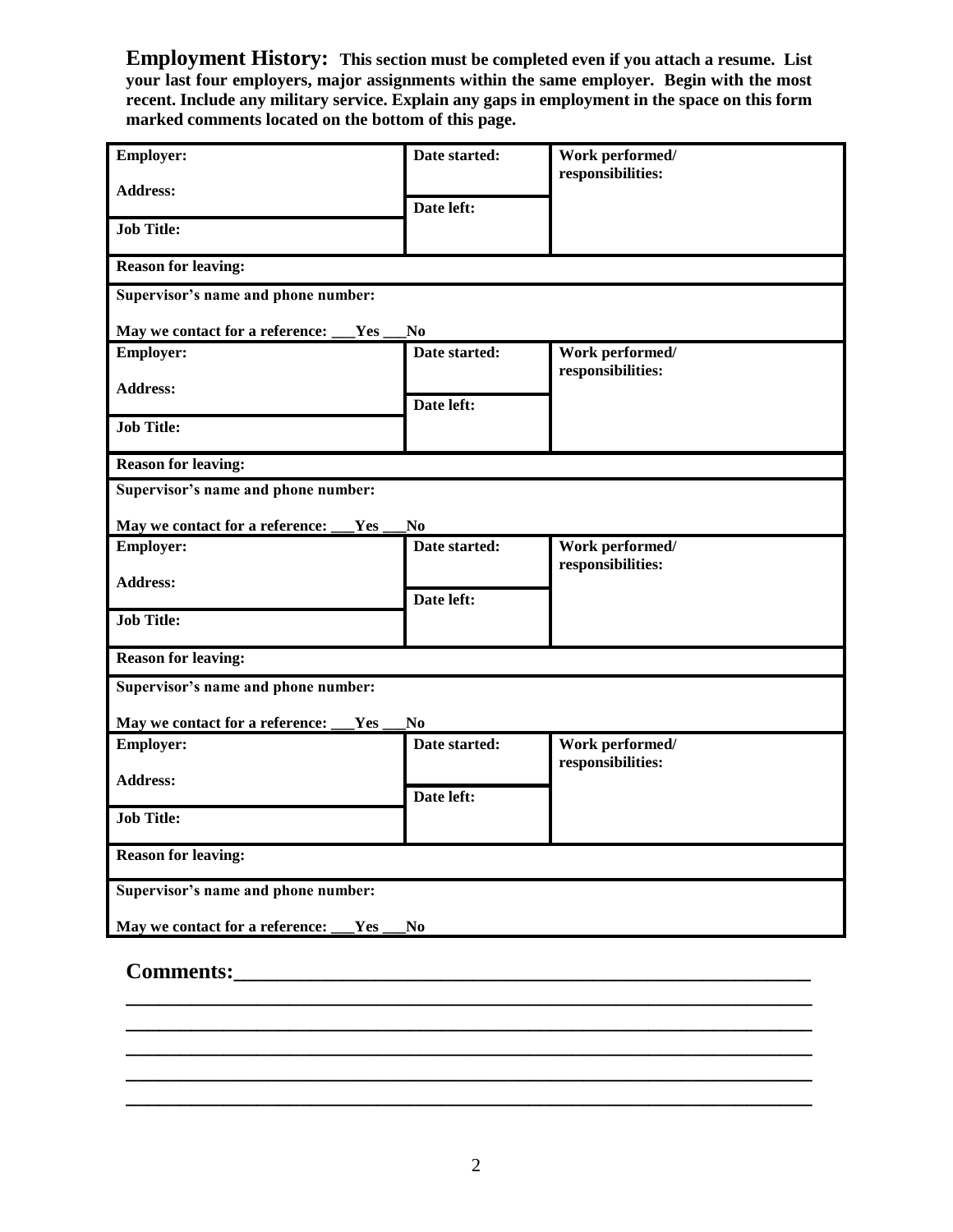**Employment History:** **This section must be completed even if you attach a resume. List your last four employers, major assignments within the same employer. Begin with the most recent. Include any military service. Explain any gaps in employment in the space on this form marked comments located on the bottom of this page.**

| **Employer:**<br><br>**Address:** | **Date started:** | **Work performed/ responsibilities:** |
|---|---|---|
| **Job Title:** | **Date left:** | |
| **Reason for leaving:** | | |
| **Supervisor's name and phone number:**<br><br>**May we contact for a reference: ___Yes ___No** | | |

| **Employer:**<br><br>**Address:** | **Date started:** | **Work performed/ responsibilities:** |
|---|---|---|
| **Job Title:** | **Date left:** | |
| **Reason for leaving:** | | |
| **Supervisor's name and phone number:**<br><br>**May we contact for a reference: ___Yes ___No** | | |

| **Employer:**<br><br>**Address:** | **Date started:** | **Work performed/ responsibilities:** |
|---|---|---|
| **Job Title:** | **Date left:** | |
| **Reason for leaving:** | | |
| **Supervisor's name and phone number:**<br><br>**May we contact for a reference: ___Yes ___No** | | |

| **Employer:**<br><br>**Address:** | **Date started:** | **Work performed/ responsibilities:** |
|---|---|---|
| **Job Title:** | **Date left:** | |
| **Reason for leaving:** | | |
| **Supervisor's name and phone number:**<br><br>**May we contact for a reference: ___Yes ___No** | | |

**Comments:**_______________________________________________________

_________________________________________________________________

_________________________________________________________________

_________________________________________________________________

_________________________________________________________________

_________________________________________________________________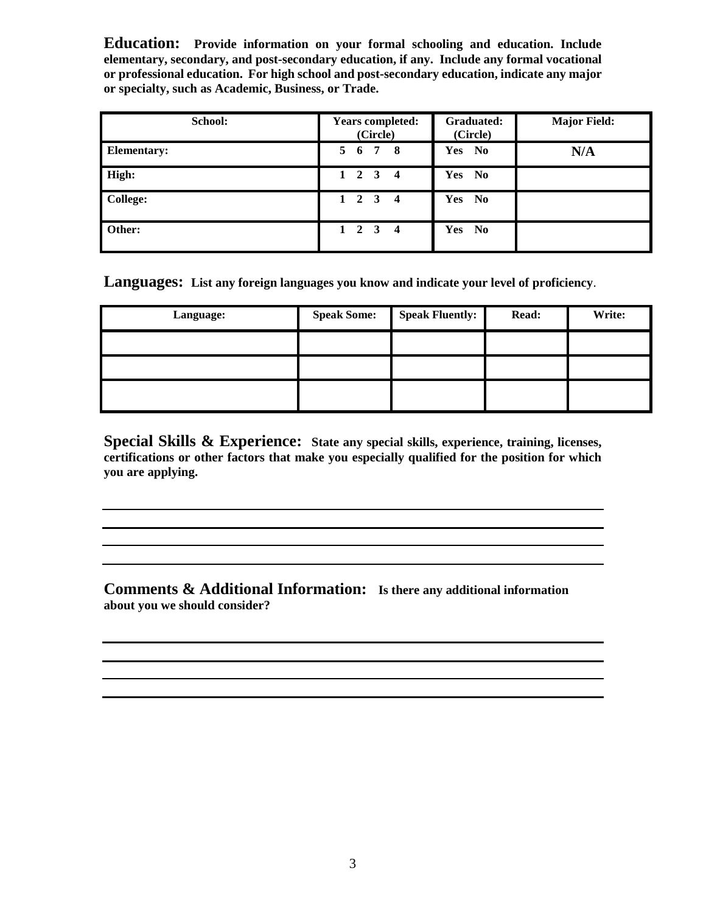**Education:** **Provide information on your formal schooling and education. Include elementary, secondary, and post-secondary education, if any. Include any formal vocational or professional education. For high school and post-secondary education, indicate any major or specialty, such as Academic, Business, or Trade.**

| School: | Years completed: (Circle) | Graduated: (Circle) | Major Field: |
|---|---|---|---|
| **Elementary:** | 5 6 7 8 | Yes No | N/A |
| **High:** | 1 2 3 4 | Yes No | |
| **College:** | 1 2 3 4 | Yes No | |
| **Other:** | 1 2 3 4 | Yes No | |

**Languages:** **List any foreign languages you know and indicate your level of proficiency**.

| Language: | Speak Some: | Speak Fluently: | Read: | Write: |
|---|---|---|---|---|
| | | | | |
| | | | | |
| | | | | |

**Special Skills & Experience:** **State any special skills, experience, training, licenses, certifications or other factors that make you especially qualified for the position for which you are applying.**

______________________________________________________________________

______________________________________________________________________

______________________________________________________________________

______________________________________________________________________

**Comments & Additional Information:** **Is there any additional information about you we should consider?**

______________________________________________________________________

______________________________________________________________________

______________________________________________________________________

______________________________________________________________________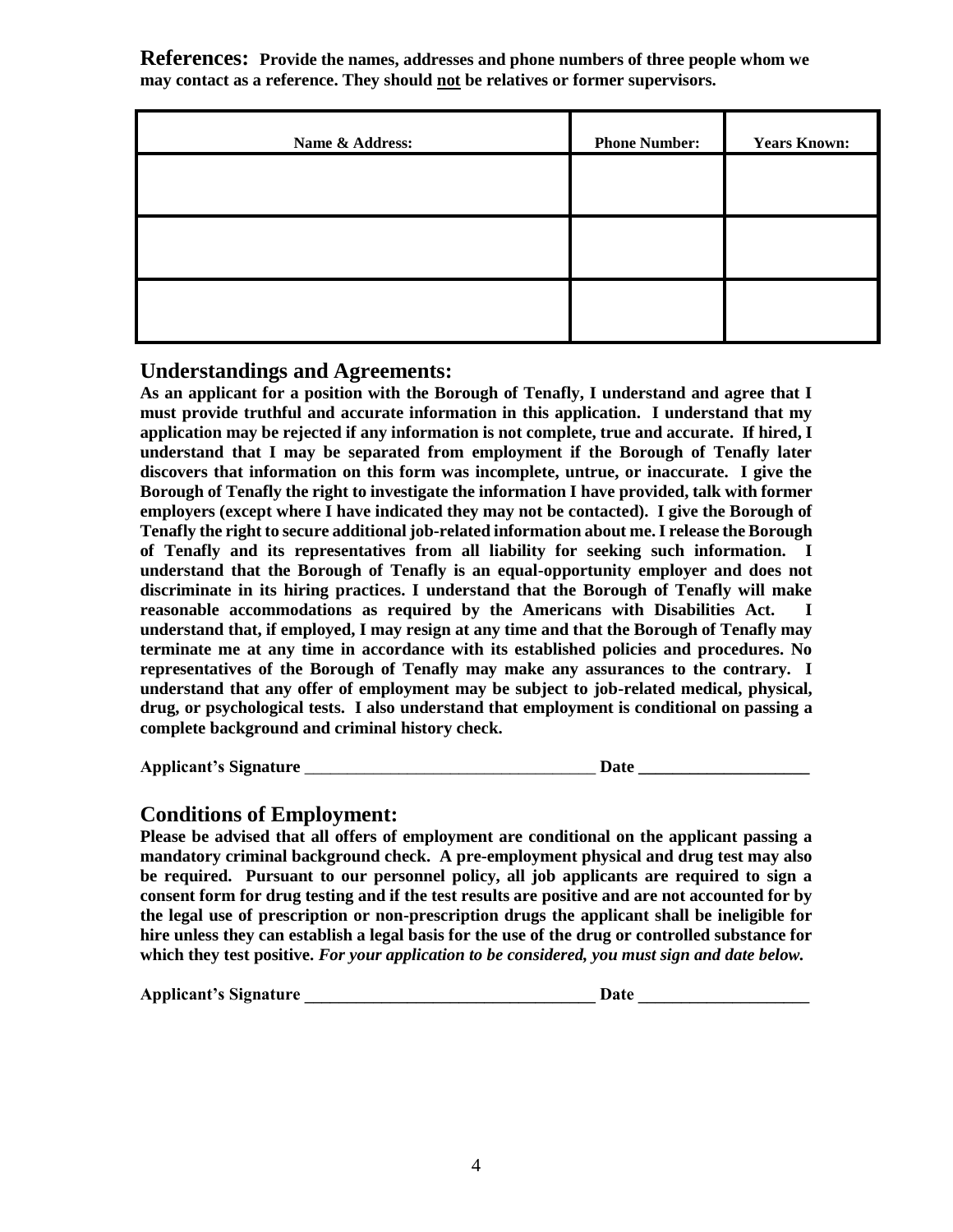**References:** **Provide the names, addresses and phone numbers of three people whom we may contact as a reference. They should <u>not</u> be relatives or former supervisors.**

| Name & Address: | Phone Number: | Years Known: |
|---|---|---|
| | | |
| | | |
| | | |

## Understandings and Agreements:

**As an applicant for a position with the Borough of Tenafly, I understand and agree that I must provide truthful and accurate information in this application. I understand that my application may be rejected if any information is not complete, true and accurate. If hired, I understand that I may be separated from employment if the Borough of Tenafly later discovers that information on this form was incomplete, untrue, or inaccurate. I give the Borough of Tenafly the right to investigate the information I have provided, talk with former employers (except where I have indicated they may not be contacted). I give the Borough of Tenafly the right to secure additional job-related information about me. I release the Borough of Tenafly and its representatives from all liability for seeking such information. I understand that the Borough of Tenafly is an equal-opportunity employer and does not discriminate in its hiring practices. I understand that the Borough of Tenafly will make reasonable accommodations as required by the Americans with Disabilities Act. I understand that, if employed, I may resign at any time and that the Borough of Tenafly may terminate me at any time in accordance with its established policies and procedures. No representatives of the Borough of Tenafly may make any assurances to the contrary. I understand that any offer of employment may be subject to job-related medical, physical, drug, or psychological tests. I also understand that employment is conditional on passing a complete background and criminal history check.**

**Applicant's Signature** ___________________________________ **Date** ____________________

## Conditions of Employment:

**Please be advised that all offers of employment are conditional on the applicant passing a mandatory criminal background check. A pre-employment physical and drug test may also be required. Pursuant to our personnel policy, all job applicants are required to sign a consent form for drug testing and if the test results are positive and are not accounted for by the legal use of prescription or non-prescription drugs the applicant shall be ineligible for hire unless they can establish a legal basis for the use of the drug or controlled substance for which they test positive.** ***For your application to be considered, you must sign and date below.***

**Applicant's Signature** ___________________________________ **Date** ____________________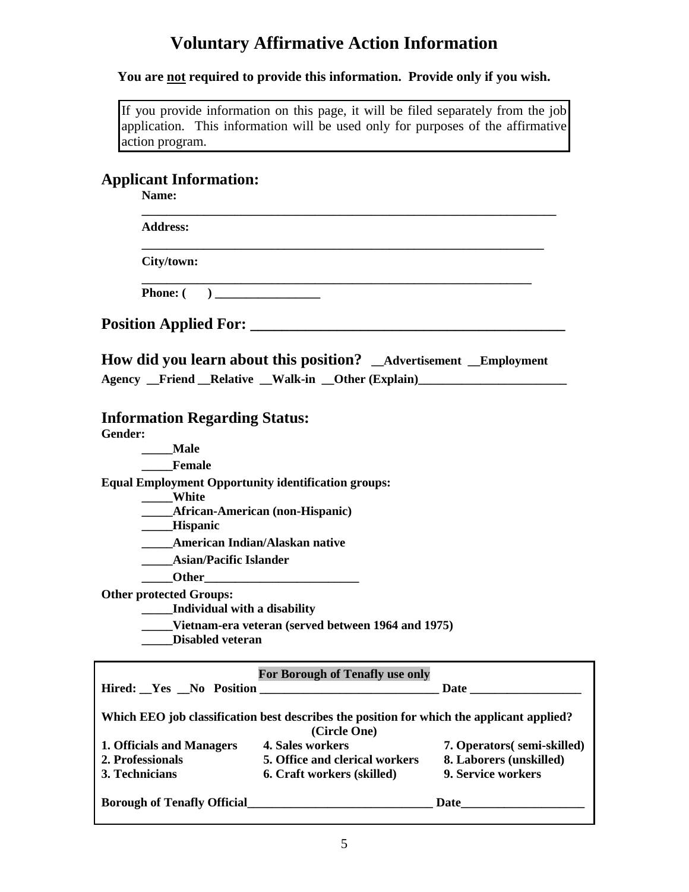# Voluntary Affirmative Action Information

**You are <u>not</u> required to provide this information. Provide only if you wish.**

> If you provide information on this page, it will be filed separately from the job application. This information will be used only for purposes of the affirmative action program.

## Applicant Information:

**Name:** ________________________________________________________________

**Address:** ______________________________________________________________

**City/town:** _____________________________________________________________

**Phone: (      ) _________________**

## Position Applied For: ________________________________________

## How did you learn about this position?

**__Advertisement __Employment Agency __Friend __Relative __Walk-in __Other (Explain)________________________**

## Information Regarding Status:

**Gender:**

- **_____Male**
- **_____Female**

**Equal Employment Opportunity identification groups:**

- **_____White**
- **_____African-American (non-Hispanic)**
- **_____Hispanic**
- **_____American Indian/Alaskan native**
- **_____Asian/Pacific Islander**
- **_____Other_________________________**

**Other protected Groups:**

- **_____Individual with a disability**
- **_____Vietnam-era veteran (served between 1964 and 1975)**
- **_____Disabled veteran**

---

**For Borough of Tenafly use only**

**Hired: __Yes __No Position _____________________________ Date __________________**

**Which EEO job classification best describes the position for which the applicant applied? (Circle One)**

| | | |
|---|---|---|
| **1. Officials and Managers** | **4. Sales workers** | **7. Operators( semi-skilled)** |
| **2. Professionals** | **5. Office and clerical workers** | **8. Laborers (unskilled)** |
| **3. Technicians** | **6. Craft workers (skilled)** | **9. Service workers** |

**Borough of Tenafly Official______________________________ Date____________________**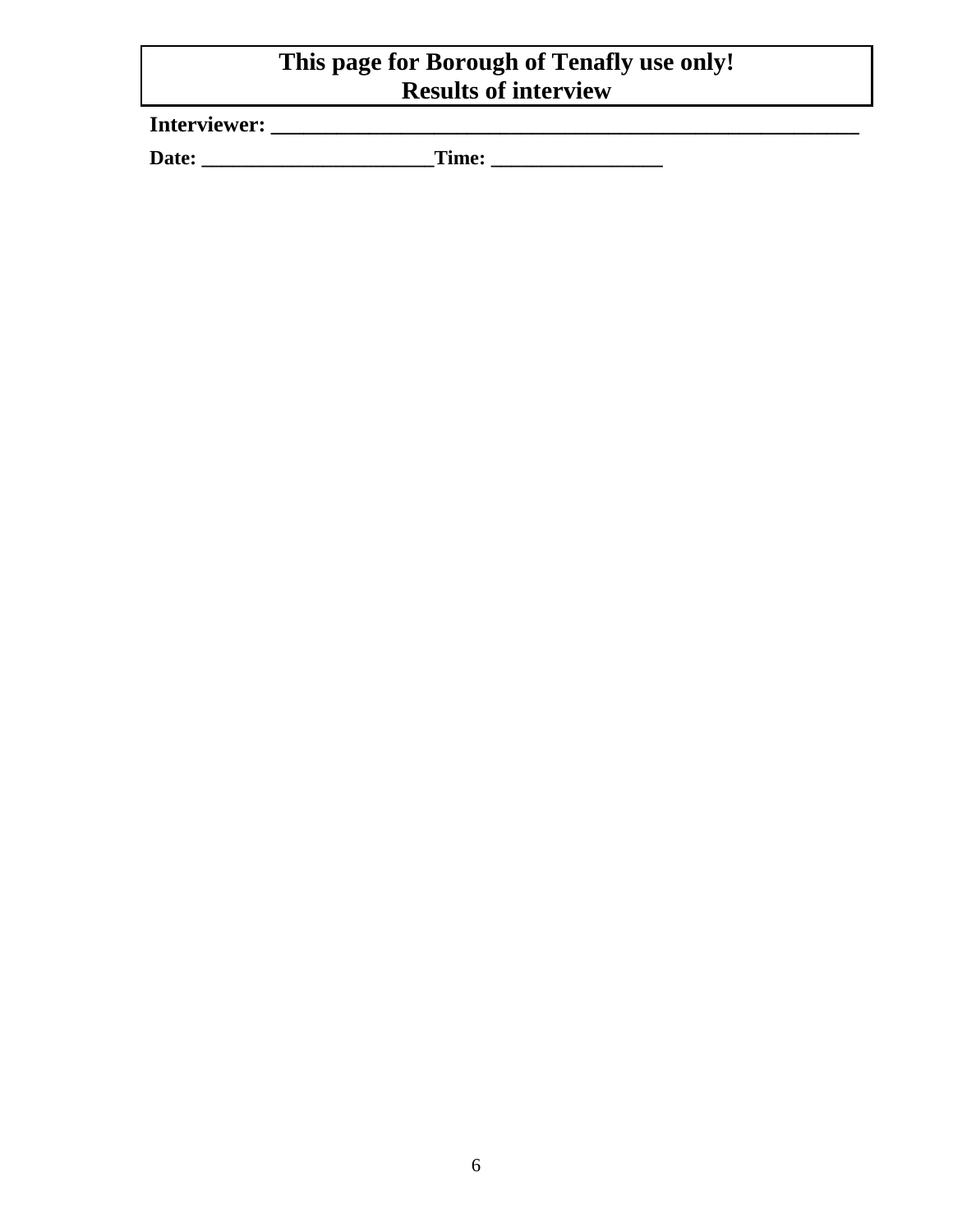**This page for Borough of Tenafly use only!**
**Results of interview**

**Interviewer: _______________________________________________________**

**Date: ______________________Time: ________________**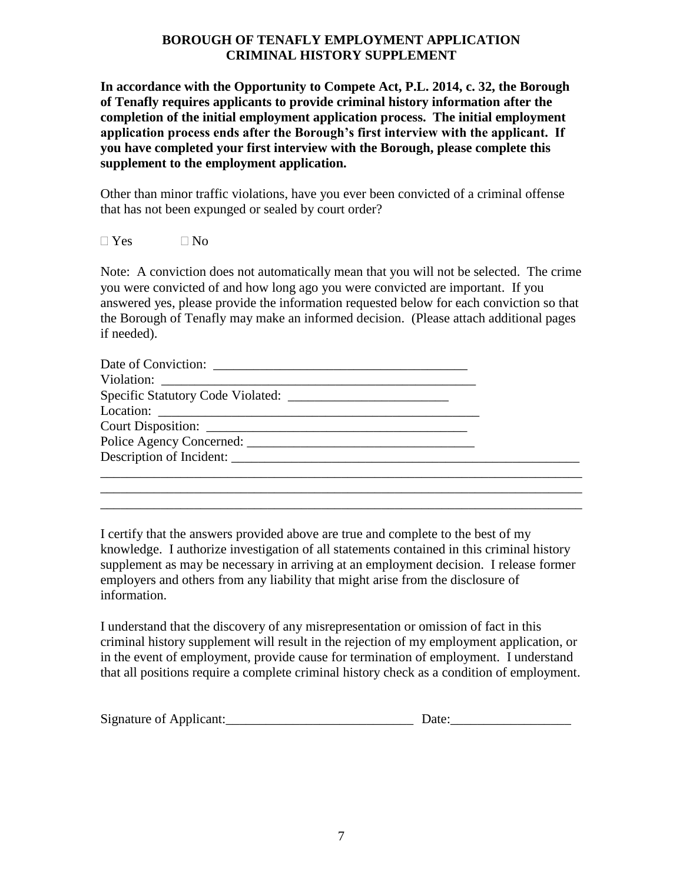**BOROUGH OF TENAFLY EMPLOYMENT APPLICATION**
**CRIMINAL HISTORY SUPPLEMENT**

**In accordance with the Opportunity to Compete Act, P.L. 2014, c. 32, the Borough of Tenafly requires applicants to provide criminal history information after the completion of the initial employment application process. The initial employment application process ends after the Borough's first interview with the applicant. If you have completed your first interview with the Borough, please complete this supplement to the employment application.**

Other than minor traffic violations, have you ever been convicted of a criminal offense that has not been expunged or sealed by court order?

☐ Yes ☐ No

Note: A conviction does not automatically mean that you will not be selected. The crime you were convicted of and how long ago you were convicted are important. If you answered yes, please provide the information requested below for each conviction so that the Borough of Tenafly may make an informed decision. (Please attach additional pages if needed).

Date of Conviction: ______________________________________
Violation: _______________________________________________
Specific Statutory Code Violated: ________________________
Location: ________________________________________________
Court Disposition: _______________________________________
Police Agency Concerned: _________________________________
Description of Incident: _____________________________________________________
___________________________________________________________________________
___________________________________________________________________________
___________________________________________________________________________

I certify that the answers provided above are true and complete to the best of my knowledge. I authorize investigation of all statements contained in this criminal history supplement as may be necessary in arriving at an employment decision. I release former employers and others from any liability that might arise from the disclosure of information.

I understand that the discovery of any misrepresentation or omission of fact in this criminal history supplement will result in the rejection of my employment application, or in the event of employment, provide cause for termination of employment. I understand that all positions require a complete criminal history check as a condition of employment.

Signature of Applicant:____________________________ Date:__________________